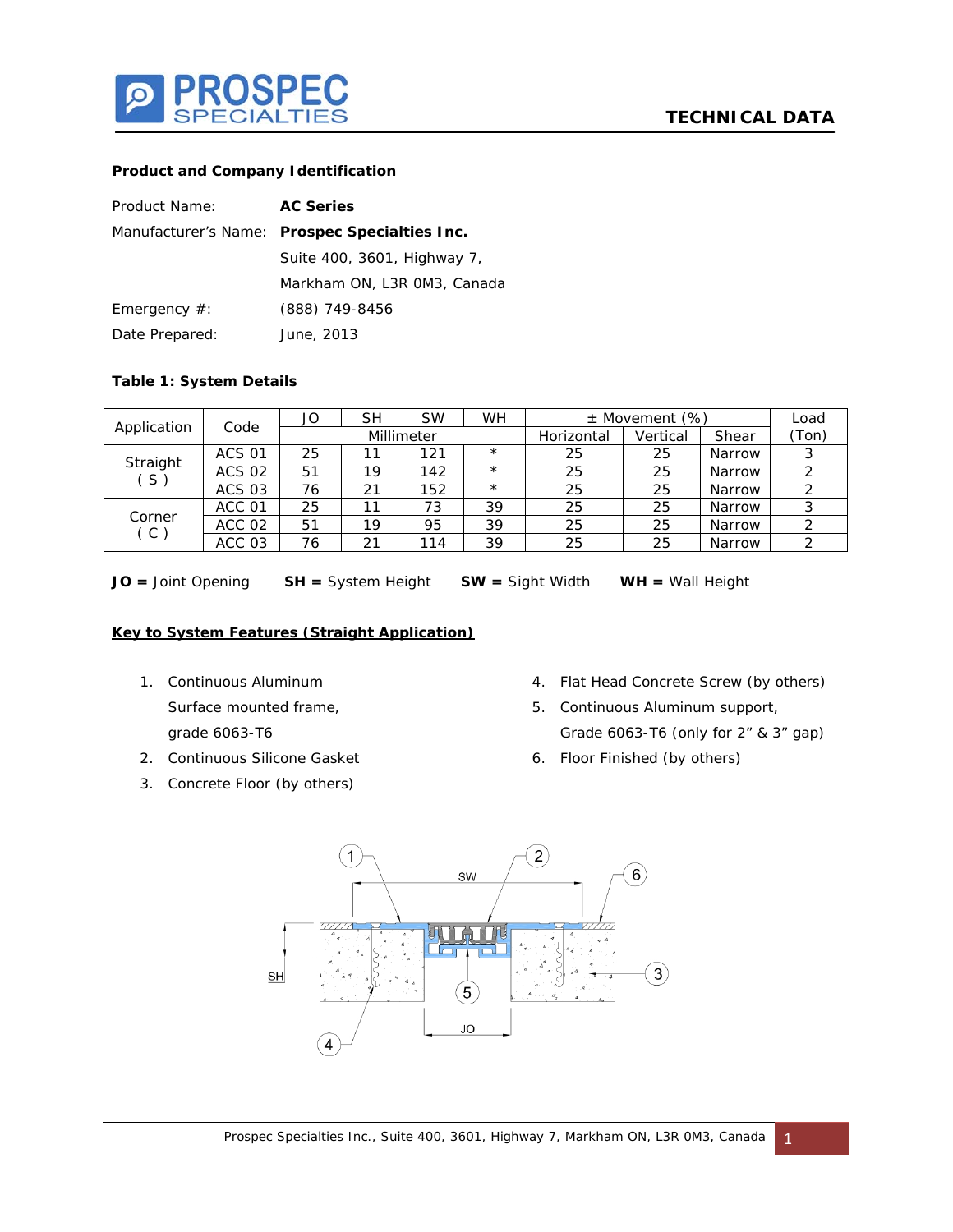**TECHNICAL DATA**

### Product and Company Identification

| | |
|---|---|
| Product Name: | **AC Series** |
| Manufacturer's Name: | **Prospec Specialties Inc.** |
| | Suite 400, 3601, Highway 7, |
| | Markham ON, L3R 0M3, Canada |
| Emergency #: | (888) 749-8456 |
| Date Prepared: | June, 2013 |

### Table 1: System Details

| Application | Code | JO | SH | SW | WH | ± Movement (%) | | | Load |
|---|---|---|---|---|---|---|---|---|---|
| | | Millimeter | | | | Horizontal | Vertical | Shear | (Ton) |
| Straight ( S ) | ACS 01 | 25 | 11 | 121 | * | 25 | 25 | Narrow | 3 |
| | ACS 02 | 51 | 19 | 142 | * | 25 | 25 | Narrow | 2 |
| | ACS 03 | 76 | 21 | 152 | * | 25 | 25 | Narrow | 2 |
| Corner ( C ) | ACC 01 | 25 | 11 | 73 | 39 | 25 | 25 | Narrow | 3 |
| | ACC 02 | 51 | 19 | 95 | 39 | 25 | 25 | Narrow | 2 |
| | ACC 03 | 76 | 21 | 114 | 39 | 25 | 25 | Narrow | 2 |

**JO =** Joint Opening **SH =** System Height **SW =** Sight Width **WH =** Wall Height

### Key to System Features (Straight Application)

1. Continuous Aluminum Surface mounted frame, grade 6063-T6
2. Continuous Silicone Gasket
3. Concrete Floor (by others)
4. Flat Head Concrete Screw (by others)
5. Continuous Aluminum support, Grade 6063-T6 (only for 2" & 3" gap)
6. Floor Finished (by others)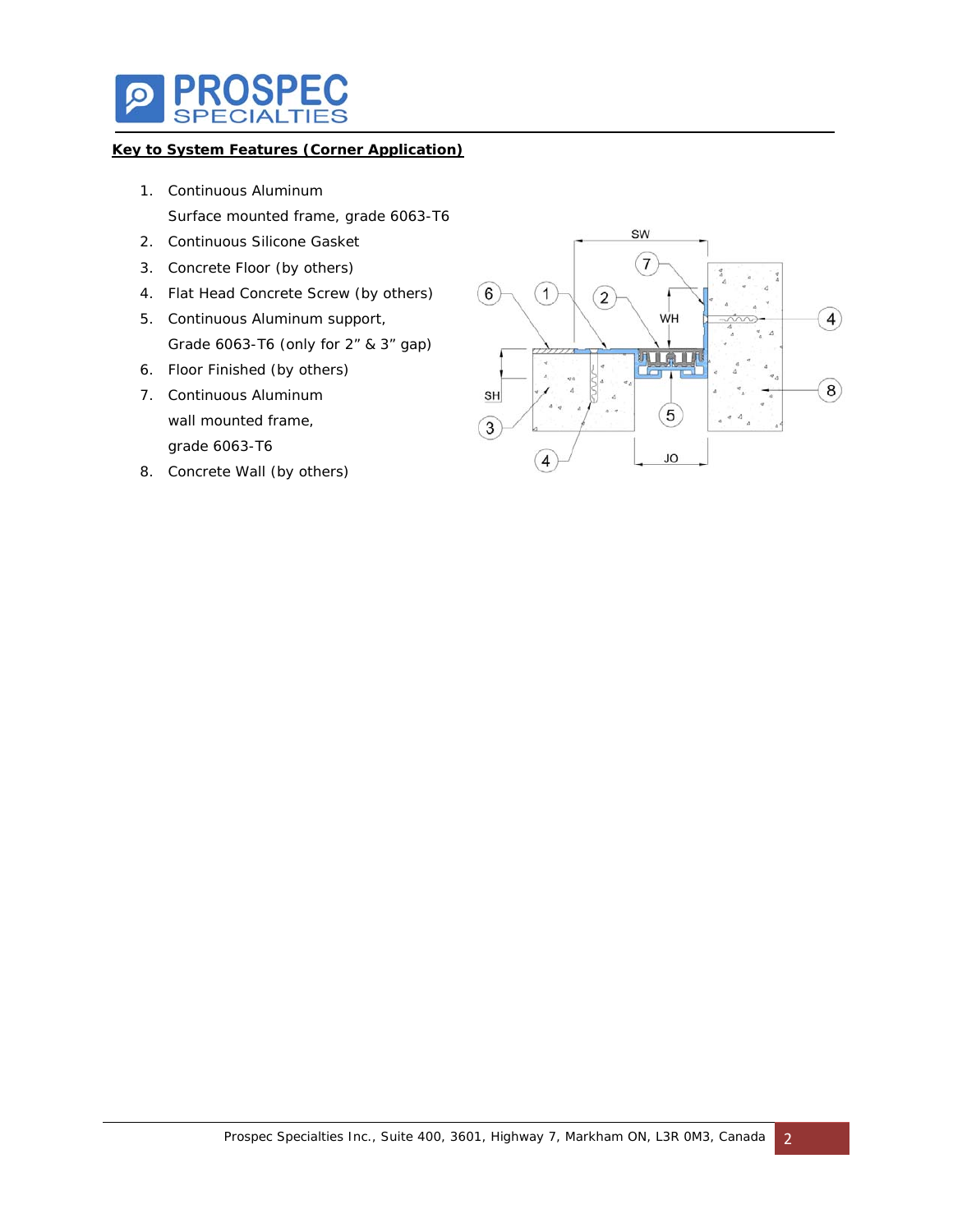**Key to System Features (Corner Application)**

1. Continuous Aluminum
   Surface mounted frame, grade 6063-T6
2. Continuous Silicone Gasket
3. Concrete Floor (by others)
4. Flat Head Concrete Screw (by others)
5. Continuous Aluminum support,
   Grade 6063-T6 (only for 2” & 3” gap)
6. Floor Finished (by others)
7. Continuous Aluminum
   wall mounted frame,
   grade 6063-T6
8. Concrete Wall (by others)

SW
WH
SH
JO
1
2
3
4
5
6
7
8